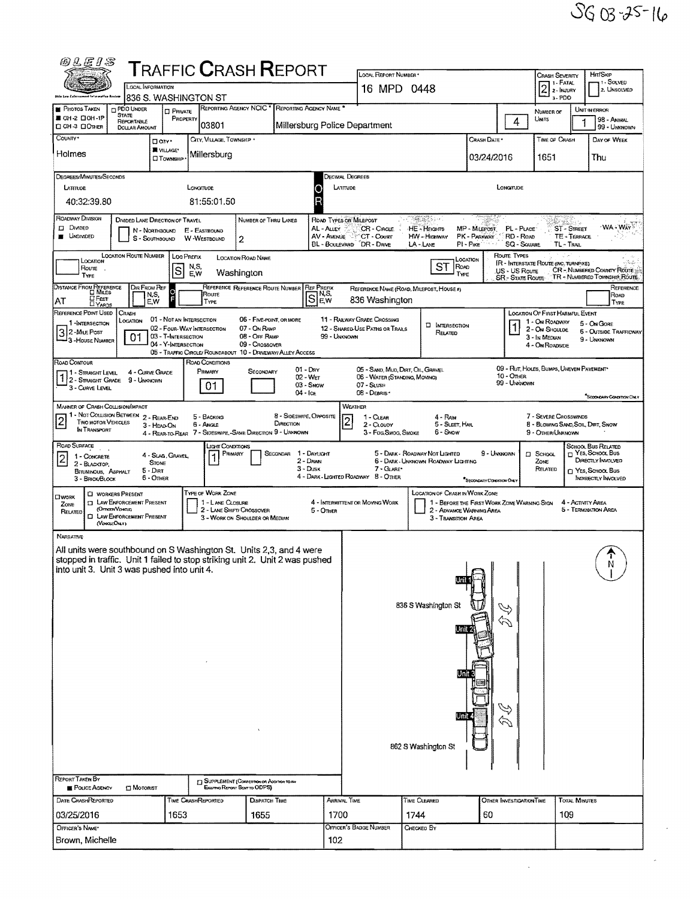SG 03-25-16

# TRAFFIC CRASH REPORT

| Field | Value |
|---|---|
| Local Information | 836 S. WASHINGTON ST |
| Local Report Number | 16 MPD 0448 |
| Crash Severity (1 - Fatal, 2 - Injury, 3 - PDO) | 2 |
| Hit/Skip (1 - Solved, 2 - Unsolved) | |
| Photos Taken | OH-2 |
| Reporting Agency NCIC | 03801 |
| Reporting Agency Name | Millersburg Police Department |
| Number of Units | 4 |
| Unit in Error (98 - Animal, 99 - Unknown) | 1 |
| County | Holmes |
| City, Village, Township | Village: Millersburg |
| Crash Date | 03/24/2016 |
| Time of Crash | 1651 |
| Day of Week | Thu |
| Latitude (Degrees/Minutes/Seconds) | 40:32:39.80 |
| Longitude (Degrees/Minutes/Seconds) | 81:55:01.50 |
| Roadway Division | Undivided |
| Number of Thru Lanes | 2 |
| Location Route Number / Loc Prefix | S |
| Location Road Name | Washington |
| Location Road Type | ST |
| Distance From Reference | AT |
| Ref Prefix | S |
| Reference Name (Road, Milepost, House #) | 836 Washington |
| Reference Point Used | 3 - House Number |
| Crash Location | 01 - Not an Intersection |
| Location of First Harmful Event | 1 - On Roadway |
| Road Contour | 1 - Straight Level |
| Road Conditions (Primary) | 01 - Dry |
| Manner of Crash Collision/Impact | 2 - Rear-End |
| Weather | 2 - Cloudy |
| Road Surface | 2 - Blacktop, Bituminous, Asphalt |
| Light Conditions (Primary) | 1 - Daylight |

## Narrative

All units were southbound on S Washington St. Units 2,3, and 4 were stopped in traffic. Unit 1 failed to stop striking unit 2. Unit 2 was pushed into unit 3. Unit 3 was pushed into unit 4.

Diagram labels: Unit 1, 836 S Washington St, Unit 2, Unit 3, Unit 4, 862 S Washington St, N

| Report Taken By | Police Agency |
|---|---|

| Date Crash Reported | Time Crash Reported | Dispatch Time | Arrival Time | Time Cleared | Other Investigation Time | Total Minutes |
|---|---|---|---|---|---|---|
| 03/25/2016 | 1653 | 1655 | 1700 | 1744 | 60 | 109 |

| Officer's Name | Officer's Badge Number | Checked By |
|---|---|---|
| Brown, Michelle | 102 | |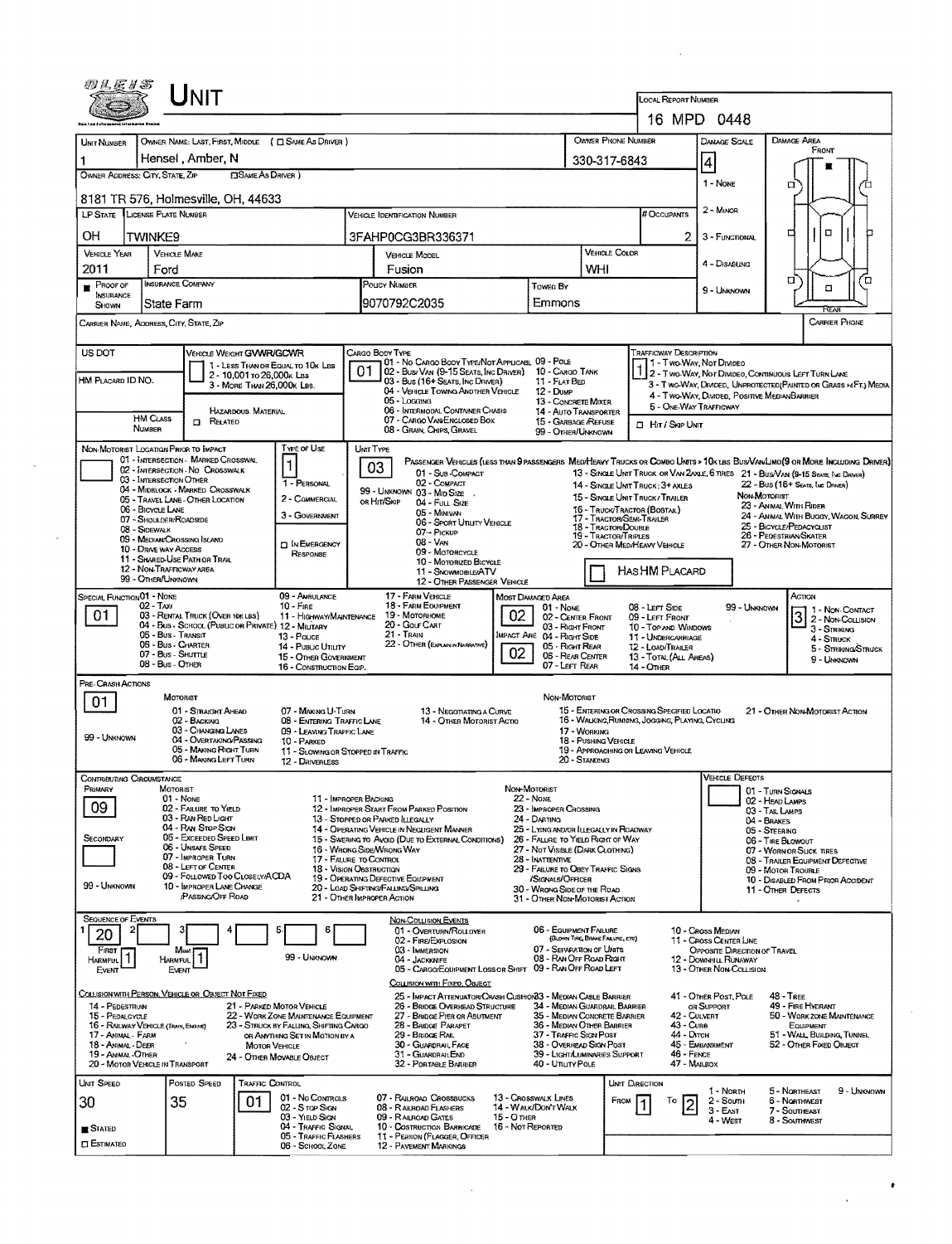# UNIT

**LOCAL REPORT NUMBER:** 16 MPD 0448

| UNIT NUMBER | OWNER NAME: LAST, FIRST, MIDDLE (☐ SAME AS DRIVER) | OWNER PHONE NUMBER | DAMAGE SCALE | DAMAGE AREA |
|---|---|---|---|---|
| 1 | Hensel, Amber, N | 330-317-6843 | 4 | FRONT |

**OWNER ADDRESS: CITY, STATE, ZIP** (☐ SAME AS DRIVER): 8181 TR 576, Holmesville, OH, 44633

Damage Scale: 1 - NONE, 2 - MINOR, 3 - FUNCTIONAL, 4 - DISABLING, 9 - UNKNOWN

| LP STATE | LICENSE PLATE NUMBER | VEHICLE IDENTIFICATION NUMBER | # OCCUPANTS |
|---|---|---|---|
| OH | TWINKE9 | 3FAHP0CG3BR336371 | 2 |

| VEHICLE YEAR | VEHICLE MAKE | VEHICLE MODEL | VEHICLE COLOR |
|---|---|---|---|
| 2011 | Ford | Fusion | WHI |

| PROOF OF INSURANCE SHOWN | INSURANCE COMPANY | POLICY NUMBER | TOWED BY |
|---|---|---|---|
| ■ | State Farm | 9070792C2035 | Emmons |

**CARRIER NAME, ADDRESS, CITY, STATE, ZIP:**

**CARRIER PHONE:**

**US DOT:**

**HM PLACARD ID NO.:**

**HM CLASS NUMBER:** ☐ RELATED — HAZARDOUS MATERIAL

**VEHICLE WEIGHT GVWR/GCWR:** 1 - LESS THAN OR EQUAL TO 10K LBS; 2 - 10,001 TO 26,000K LBS; 3 - MORE THAN 26,000K LBS.

**CARGO BODY TYPE:** 01
01 - NO CARGO BODY TYPE/NOT APPLICABLE; 02 - BUS/VAN (9-15 SEATS, INC DRIVER); 03 - BUS (16+ SEATS, INC DRIVER); 04 - VEHICLE TOWING ANOTHER VEHICLE; 05 - LOGGING; 06 - INTERMODAL CONTAINER CHASIS; 07 - CARGO VAN/ENCLOSED BOX; 08 - GRAIN, CHIPS, GRAVEL; 09 - POLE; 10 - CARGO TANK; 11 - FLAT BED; 12 - DUMP; 13 - CONCRETE MIXER; 14 - AUTO TRANSPORTER; 15 - GARBAGE/REFUSE; 99 - OTHER/UNKNOWN

**TRAFFICWAY DESCRIPTION:** 1
1 - TWO-WAY, NOT DIVIDED; 2 - TWO-WAY, NOT DIVIDED, CONTINUOUS LEFT TURN LANE; 3 - TWO-WAY, DIVIDED, UNPROTECTED (PAINTED OR GRASS >4FT.) MEDIA; 4 - TWO-WAY, DIVIDED, POSITIVE MEDIAN BARRIER; 5 - ONE-WAY TRAFFICWAY
☐ HIT / SKIP UNIT

**NON-MOTORIST LOCATION PRIOR TO IMPACT:**
01 - INTERSECTION - MARKED CROSSWALK; 02 - INTERSECTION - NO CROSSWALK; 03 - INTERSECTION OTHER; 04 - MIDBLOCK - MARKED CROSSWALK; 05 - TRAVEL LANE - OTHER LOCATION; 06 - BICYCLE LANE; 07 - SHOULDER/ROADSIDE; 08 - SIDEWALK; 09 - MEDIAN/CROSSING ISLAND; 10 - DRIVE WAY ACCESS; 11 - SHARED-USE PATH OR TRAIL; 12 - NON-TRAFFICWAY AREA; 99 - OTHER/UNKNOWN

**TYPE OF USE:** 1
1 - PERSONAL; 2 - COMMERCIAL; 3 - GOVERNMENT; ☐ IN EMERGENCY RESPONSE

**UNIT TYPE:** 03
PASSENGER VEHICLES (LESS THAN 9 PASSENGERS MED/HEAVY TRUCKS OR COMBO UNITS > 10K LBS BUS/VAN/LIMO (9 OR MORE INCLUDING DRIVER)):
01 - SUB-COMPACT; 02 - COMPACT; 99 - UNKNOWN 03 - MID SIZE; OR HIT/SKIP 04 - FULL SIZE; 05 - MINIVAN; 06 - SPORT UTILITY VEHICLE; 07 - PICKUP; 08 - VAN; 09 - MOTORCYCLE; 10 - MOTORIZED BICYCLE; 11 - SNOWMOBILE/ATV; 12 - OTHER PASSENGER VEHICLE; 13 - SINGLE UNIT TRUCK OR VAN 2AXLE, 6 TIRES; 14 - SINGLE UNIT TRUCK: 3+ AXLES; 15 - SINGLE UNIT TRUCK / TRAILER; 16 - TRUCK/TRACTOR (BOBTAIL); 17 - TRACTOR/SEMI-TRAILER; 18 - TRACTOR/DOUBLE; 19 - TRACTOR/TRIPLES; 20 - OTHER MED/HEAVY VEHICLE; 21 - BUS/VAN (9-15 SEATS, INC DRIVER); 22 - BUS (16+ SEATS, INC DRIVER)
NON-MOTORIST: 23 - ANIMAL WITH RIDER; 24 - ANIMAL WITH BUGGY, WAGON, SURREY; 25 - BICYCLE/PEDACYCLIST; 26 - PEDESTRIAN/SKATER; 27 - OTHER NON-MOTORIST
☐ HAS HM PLACARD

**SPECIAL FUNCTION:** 01
01 - NONE; 02 - TAXI; 03 - RENTAL TRUCK (OVER 10K LBS); 04 - BUS - SCHOOL (PUBLIC OR PRIVATE); 05 - BUS - TRANSIT; 06 - BUS - CHARTER; 07 - BUS - SHUTTLE; 08 - BUS - OTHER; 09 - AMBULANCE; 10 - FIRE; 11 - HIGHWAY/MAINTENANCE; 12 - MILITARY; 13 - POLICE; 14 - PUBLIC UTILITY; 15 - OTHER GOVERNMENT; 16 - CONSTRUCTION EQIP.; 17 - FARM VEHICLE; 18 - FARM EQUIPMENT; 19 - MOTORHOME; 20 - GOLF CART; 21 - TRAIN; 22 - OTHER (EXPLAIN IN NARRATIVE)

**MOST DAMAGED AREA:** 02 — **IMPACT AREA:** 02
01 - NONE; 02 - CENTER FRONT; 03 - RIGHT FRONT; 04 - RIGHT SIDE; 05 - RIGHT REAR; 06 - REAR CENTER; 07 - LEFT REAR; 08 - LEFT SIDE; 09 - LEFT FRONT; 10 - TOP AND WINDOWS; 11 - UNDERCARRIAGE; 12 - LOAD/TRAILER; 13 - TOTAL (ALL AREAS); 14 - OTHER; 99 - UNKNOWN

**ACTION:** 3
1 - NON-CONTACT; 2 - NON-COLLISION; 3 - STRIKING; 4 - STRUCK; 5 - STRIKING/STRUCK; 9 - UNKNOWN

**PRE-CRASH ACTIONS:** 01
MOTORIST: 01 - STRAIGHT AHEAD; 02 - BACKING; 03 - CHANGING LANES; 04 - OVERTAKING/PASSING; 05 - MAKING RIGHT TURN; 06 - MAKING LEFT TURN; 07 - MAKING U-TURN; 08 - ENTERING TRAFFIC LANE; 09 - LEAVING TRAFFIC LANE; 10 - PARKED; 11 - SLOWING OR STOPPED IN TRAFFIC; 12 - DRIVERLESS; 13 - NEGOTIATING A CURVE; 14 - OTHER MOTORIST ACTIO; 99 - UNKNOWN
NON-MOTORIST: 15 - ENTERING OR CROSSING SPECIFIED LOCATIO; 16 - WALKING, RUNNING, JOGGING, PLAYING, CYCLING; 17 - WORKING; 18 - PUSHING VEHICLE; 19 - APPROACHING OR LEAVING VEHICLE; 20 - STANDING; 21 - OTHER NON-MOTORIST ACTION

**CONTRIBUTING CIRCUMSTANCE:**
PRIMARY: 09
SECONDARY:
MOTORIST: 01 - NONE; 02 - FAILURE TO YIELD; 03 - RAN RED LIGHT; 04 - RAN STOP SIGN; 05 - EXCEEDED SPEED LIMIT; 06 - UNSAFE SPEED; 07 - IMPROPER TURN; 08 - LEFT OF CENTER; 09 - FOLLOWED TOO CLOSELY/ACDA; 10 - IMPROPER LANE CHANGE /PASSING/OFF ROAD; 11 - IMPROPER BACKING; 12 - IMPROPER START FROM PARKED POSITION; 13 - STOPPED OR PARKED ILLEGALLY; 14 - OPERATING VEHICLE IN NEGLIGENT MANNER; 15 - SWERING TO AVOID (DUE TO EXTERNAL CONDITIONS); 16 - WRONG SIDE/WRONG WAY; 17 - FAILURE TO CONTROL; 18 - VISION OBSTRUCTION; 19 - OPERATING DEFECTIVE EQUIPMENT; 20 - LOAD SHIFTING/FALLING/SPILLING; 21 - OTHER IMPROPER ACTION; 99 - UNKNOWN
NON-MOTORIST: 22 - NONE; 23 - IMPROPER CROSSING; 24 - DARTING; 25 - LYING AND/OR ILLEGALLY IN ROADWAY; 26 - FAILURE TO YIELD RIGHT OF WAY; 27 - NOT VISIBLE (DARK CLOTHING); 28 - INATTENTIVE; 29 - FAILURE TO OBEY TRAFFIC SIGNS /SIGNALS/OFFICER; 30 - WRONG SIDE OF THE ROAD; 31 - OTHER NON-MOTORIST ACTION

**VEHICLE DEFECTS:**
01 - TURN SIGNALS; 02 - HEAD LAMPS; 03 - TAIL LAMPS; 04 - BRAKES; 05 - STEERING; 06 - TIRE BLOWOUT; 07 - WORN OR SLICK TIRES; 08 - TRAILER EQUIPMENT DEFECTIVE; 09 - MOTOR TROUBLE; 10 - DISABLED FROM PRIOR ACCIDENT; 11 - OTHER DEFECTS

**SEQUENCE OF EVENTS:**

| 1 | 2 | 3 | 4 | 5 | 6 |
|---|---|---|---|---|---|
| 20 | | | | | |

FIRST HARMFUL EVENT: 1 — MOST HARMFUL EVENT: 1
99 - UNKNOWN

NON-COLLISION EVENTS: 01 - OVERTURN/ROLLOVER; 02 - FIRE/EXPLOSION; 03 - IMMERSION; 04 - JACKKNIFE; 05 - CARGO/EQUIPMENT LOSS OR SHIFT; 06 - EQUIPMENT FAILURE (BLOWN TIRE, BRAKE FAILURE, ETC); 07 - SEPARATION OF UNITS; 08 - RAN OFF ROAD RIGHT; 09 - RAN OFF ROAD LEFT; 10 - CROSS MEDIAN; 11 - CROSS CENTER LINE OPPOSITE DIRECTION OF TRAVEL; 12 - DOWNHILL RUNAWAY; 13 - OTHER NON-COLLISION

COLLISION WITH PERSON, VEHICLE OR OBJECT NOT FIXED: 14 - PEDESTRIAN; 15 - PEDALCYCLE; 16 - RAILWAY VEHICLE (TRAIN, ENGINE); 17 - ANIMAL - FARM; 18 - ANIMAL - DEER; 19 - ANIMAL - OTHER; 20 - MOTOR VEHICLE IN TRANSPORT; 21 - PARKED MOTOR VEHICLE; 22 - WORK ZONE MAINTENANCE EQUIPMENT; 23 - STRUCK BY FALLING, SHIFTING CARGO OR ANYTHING SET IN MOTION BY A MOTOR VEHICLE; 24 - OTHER MOVABLE OBJECT

COLLISION WITH FIXED, OBJECT: 25 - IMPACT ATTENUATOR/CRASH CUSHION; 26 - BRIDGE OVERHEAD STRUCTURE; 27 - BRIDGE PIER OR ABUTMENT; 28 - BRIDGE PARAPET; 29 - BRIDGE RAIL; 30 - GUARDRAIL FACE; 31 - GUARDRAIL END; 32 - PORTABLE BARRIER; 33 - MEDIAN CABLE BARRIER; 34 - MEDIAN GUARDRAIL BARRIER; 35 - MEDIAN CONCRETE BARRIER; 36 - MEDIAN OTHER BARRIER; 37 - TRAFFIC SIGN POST; 38 - OVERHEAD SIGN POST; 39 - LIGHT/LUMINARIES SUPPORT; 40 - UTILITY POLE; 41 - OTHER POST, POLE OR SUPPORT; 42 - CULVERT; 43 - CURB; 44 - DITCH; 45 - EMBANKMENT; 46 - FENCE; 47 - MAILBOX; 48 - TREE; 49 - FIRE HYDRANT; 50 - WORK ZONE MAINTENANCE EQUIPMENT; 51 - WALL, BUILDING, TUNNEL; 52 - OTHER FIXED OBJECT

| UNIT SPEED | POSTED SPEED | TRAFFIC CONTROL | UNIT DIRECTION |
|---|---|---|---|
| 30 | 35 | 01 | FROM 1 TO 2 |

■ STATED ☐ ESTIMATED

TRAFFIC CONTROL: 01 - NO CONTROLS; 02 - STOP SIGN; 03 - YIELD SIGN; 04 - TRAFFIC SIGNAL; 05 - TRAFFIC FLASHERS; 06 - SCHOOL ZONE; 07 - RAILROAD CROSSBUCKS; 08 - RAILROAD FLASHERS; 09 - RAILROAD GATES; 10 - COSTRUCTION BARRICADE; 11 - PERSON (FLAGGER, OFFICER); 12 - PAVEMENT MARKINGS; 13 - CROSSWALK LINES; 14 - WALK/DON'T WALK; 15 - OTHER; 16 - NOT REPORTED

UNIT DIRECTION: 1 - NORTH; 2 - SOUTH; 3 - EAST; 4 - WEST; 5 - NORTHEAST; 6 - NORTHWEST; 7 - SOUTHEAST; 8 - SOUTHWEST; 9 - UNKNOWN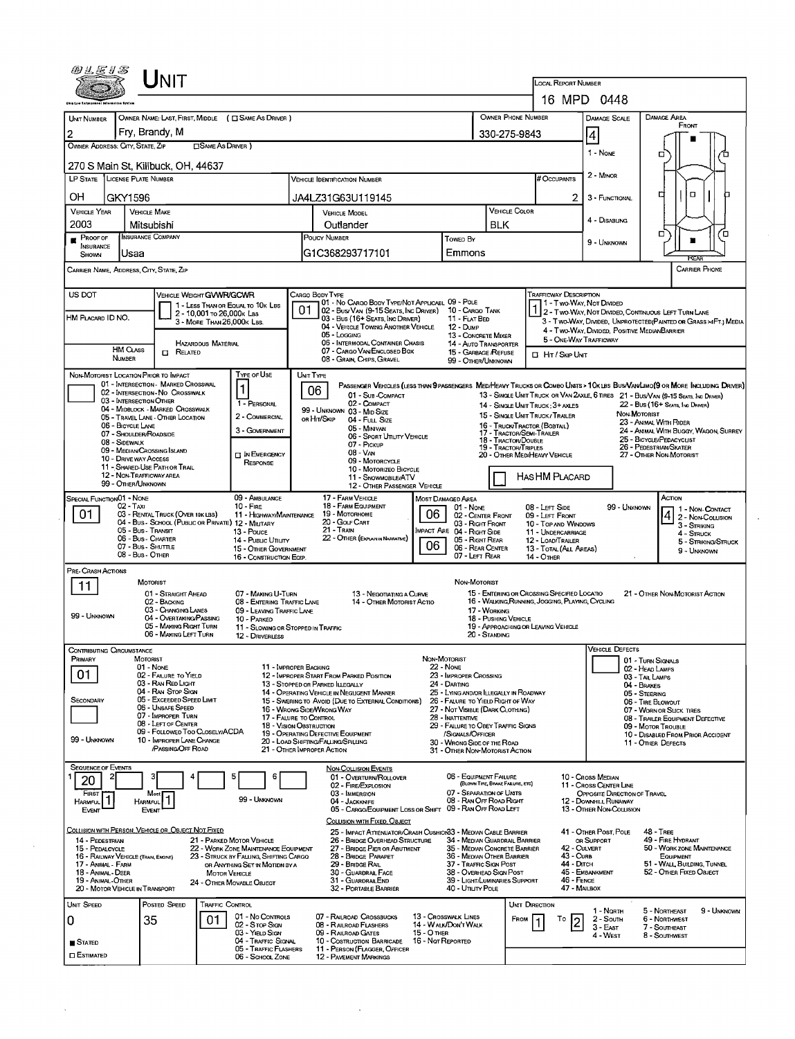# UNIT

**LOCAL REPORT NUMBER:** 16 MPD 0448

| UNIT NUMBER | OWNER NAME: LAST, FIRST, MIDDLE (☐ SAME AS DRIVER) | OWNER PHONE NUMBER | DAMAGE SCALE | DAMAGE AREA |
|---|---|---|---|---|
| 2 | Fry, Brandy, M | 330-275-9843 | 4 | FRONT |

**OWNER ADDRESS: CITY, STATE, ZIP** (☐ SAME AS DRIVER): 270 S Main St, Killbuck, OH, 44637

DAMAGE SCALE: 1 - NONE, 2 - MINOR, 3 - FUNCTIONAL, 4 - DISABLING, 9 - UNKNOWN

| LP STATE | LICENSE PLATE NUMBER | VEHICLE IDENTIFICATION NUMBER | # OCCUPANTS |
|---|---|---|---|
| OH | GKY1596 | JA4LZ31G63U119145 | 2 |

| VEHICLE YEAR | VEHICLE MAKE | VEHICLE MODEL | VEHICLE COLOR |
|---|---|---|---|
| 2003 | Mitsubishi | Outlander | BLK |

| PROOF OF INSURANCE SHOWN | INSURANCE COMPANY | POLICY NUMBER | TOWED BY |
|---|---|---|---|
| ■ | Usaa | G1C368293717101 | Emmons |

**CARRIER NAME, ADDRESS, CITY, STATE, ZIP:** | **CARRIER PHONE:**

**US DOT:**

**HM PLACARD ID NO.:**

**HM CLASS NUMBER:** ☐ RELATED (HAZARDOUS MATERIAL)

**VEHICLE WEIGHT GVWR/GCWR:** 1 - LESS THAN OR EQUAL TO 10K LBS; 2 - 10,001 TO 26,000K LBS; 3 - MORE THAN 26,000K LBS.

**CARGO BODY TYPE:** 01
01 - NO CARGO BODY TYPE/NOT APPLICABLE; 02 - BUS/VAN (9-15 SEATS, INC DRIVER); 03 - BUS (16+ SEATS, INC DRIVER); 04 - VEHICLE TOWING ANOTHER VEHICLE; 05 - LOGGING; 06 - INTERMODAL CONTAINER CHASIS; 07 - CARGO VAN/ENCLOSED BOX; 08 - GRAIN, CHIPS, GRAVEL; 09 - POLE; 10 - CARGO TANK; 11 - FLAT BED; 12 - DUMP; 13 - CONCRETE MIXER; 14 - AUTO TRANSPORTER; 15 - GARBAGE/REFUSE; 99 - OTHER/UNKNOWN

**TRAFFICWAY DESCRIPTION:** 1
1 - TWO-WAY, NOT DIVIDED; 2 - TWO-WAY, NOT DIVIDED, CONTINUOUS LEFT TURN LANE; 3 - TWO-WAY, DIVIDED, UNPROTECTED(PAINTED OR GRASS >4FT.) MEDIA; 4 - TWO-WAY, DIVIDED, POSITIVE MEDIAN BARRIER; 5 - ONE-WAY TRAFFICWAY
☐ HIT / SKIP UNIT

**NON-MOTORIST LOCATION PRIOR TO IMPACT:**
01 - INTERSECTION - MARKED CROSSWAL; 02 - INTERSECTION - NO CROSSWALK; 03 - INTERSECTION OTHER; 04 - MIDBLOCK - MARKED CROSSWALK; 05 - TRAVEL LANE - OTHER LOCATION; 06 - BICYCLE LANE; 07 - SHOULDER/ROADSIDE; 08 - SIDEWALK; 09 - MEDIAN/CROSSING ISLAND; 10 - DRIVE WAY ACCESS; 11 - SHARED-USE PATH OR TRAIL; 12 - NON-TRAFFICWAY AREA; 99 - OTHER/UNKNOWN

**TYPE OF USE:** 1
1 - PERSONAL; 2 - COMMERCIAL; 3 - GOVERNMENT; ☐ IN EMERGENCY RESPONSE

**UNIT TYPE:** 06
PASSENGER VEHICLES (LESS THAN 9 PASSENGERS MED/HEAVY TRUCKS OR COMBO UNITS > 10K LBS BUS/VAN/LIMO(9 OR MORE INCLUDING DRIVER)
01 - SUB-COMPACT; 02 - COMPACT; 99 - UNKNOWN 03 - MID SIZE; OR HIT/SKIP 04 - FULL SIZE; 05 - MINIVAN; 06 - SPORT UTILITY VEHICLE; 07 - PICKUP; 08 - VAN; 09 - MOTORCYCLE; 10 - MOTORIZED BICYCLE; 11 - SNOWMOBILE/ATV; 12 - OTHER PASSENGER VEHICLE
13 - SINGLE UNIT TRUCK OR VAN 2AXLE, 6 TIRES; 14 - SINGLE UNIT TRUCK: 3+ AXLES; 15 - SINGLE UNIT TRUCK / TRAILER; 16 - TRUCK/TRACTOR (BOBTAIL); 17 - TRACTOR/SEMI-TRAILER; 18 - TRACTOR/DOUBLE; 19 - TRACTOR/TRIPLES; 20 - OTHER MED/HEAVY VEHICLE
21 - BUS/VAN (9-15 SEATS, INC DRIVER); 22 - BUS (16+ SEATS, INC DRIVER)
NON-MOTORIST: 23 - ANIMAL WITH RIDER; 24 - ANIMAL WITH BUGGY, WAGON, SURREY; 25 - BICYCLE/PEDACYCLIST; 26 - PEDESTRIAN/SKATER; 27 - OTHER NON-MOTORIST
☐ HAS HM PLACARD

**SPECIAL FUNCTION:** 01
01 - NONE; 02 - TAXI; 03 - RENTAL TRUCK (OVER 10K LBS); 04 - BUS - SCHOOL (PUBLIC OR PRIVATE); 05 - BUS - TRANSIT; 06 - BUS - CHARTER; 07 - BUS - SHUTTLE; 08 - BUS - OTHER; 09 - AMBULANCE; 10 - FIRE; 11 - HIGHWAY/MAINTENANCE; 12 - MILITARY; 13 - POLICE; 14 - PUBLIC UTILITY; 15 - OTHER GOVERNMENT; 16 - CONSTRUCTION EQIP.; 17 - FARM VEHICLE; 18 - FARM EQUIPMENT; 19 - MOTORHOME; 20 - GOLF CART; 21 - TRAIN; 22 - OTHER (EXPLAIN IN NARRATIVE)

**MOST DAMAGED AREA:** 06
**IMPACT ARE:** 06
01 - NONE; 02 - CENTER FRONT; 03 - RIGHT FRONT; 04 - RIGHT SIDE; 05 - RIGHT REAR; 06 - REAR CENTER; 07 - LEFT REAR; 08 - LEFT SIDE; 09 - LEFT FRONT; 10 - TOP AND WINDOWS; 11 - UNDERCARRIAGE; 12 - LOAD/TRAILER; 13 - TOTAL (ALL AREAS); 14 - OTHER; 99 - UNKNOWN

**ACTION:** 4
1 - NON-CONTACT; 2 - NON-COLLISION; 3 - STRIKING; 4 - STRUCK; 5 - STRIKING/STRUCK; 9 - UNKNOWN

**PRE-CRASH ACTIONS:** 11
MOTORIST: 01 - STRAIGHT AHEAD; 02 - BACKING; 03 - CHANGING LANES; 04 - OVERTAKING/PASSING; 05 - MAKING RIGHT TURN; 06 - MAKING LEFT TURN; 07 - MAKING U-TURN; 08 - ENTERING TRAFFIC LANE; 09 - LEAVING TRAFFIC LANE; 10 - PARKED; 11 - SLOWING OR STOPPED IN TRAFFIC; 12 - DRIVERLESS; 13 - NEGOTIATING A CURVE; 14 - OTHER MOTORIST ACTIO
NON-MOTORIST: 15 - ENTERING OR CROSSING SPECIFIED LOCATIO; 16 - WALKING, RUNNING, JOGGING, PLAYING, CYCLING; 17 - WORKING; 18 - PUSHING VEHICLE; 19 - APPROACHING OR LEAVING VEHICLE; 20 - STANDING; 21 - OTHER NON-MOTORIST ACTION
99 - UNKNOWN

**CONTRIBUTING CIRCUMSTANCE**
PRIMARY: 01
SECONDARY:
MOTORIST: 01 - NONE; 02 - FAILURE TO YIELD; 03 - RAN RED LIGHT; 04 - RAN STOP SIGN; 05 - EXCEEDED SPEED LIMIT; 06 - UNSAFE SPEED; 07 - IMPROPER TURN; 08 - LEFT OF CENTER; 09 - FOLLOWED TOO CLOSELY/ACDA; 10 - IMPROPER LANE CHANGE /PASSING/OFF ROAD; 11 - IMPROPER BACKING; 12 - IMPROPER START FROM PARKED POSITION; 13 - STOPPED OR PARKED ILLEGALLY; 14 - OPERATING VEHICLE IN NEGLIGENT MANNER; 15 - SWERING TO AVOID (DUE TO EXTERNAL CONDITIONS); 16 - WRONG SIDE/WRONG WAY; 17 - FAILURE TO CONTROL; 18 - VISION OBSTRUCTION; 19 - OPERATING DEFECTIVE EQUIPMENT; 20 - LOAD SHIFTING/FALLING/SPILLING; 21 - OTHER IMPROPER ACTION
NON-MOTORIST: 22 - NONE; 23 - IMPROPER CROSSING; 24 - DARTING; 25 - LYING AND/OR ILLEGALLY IN ROADWAY; 26 - FALURE TO YIELD RIGHT OF WAY; 27 - NOT VISIBLE (DARK CLOTHING); 28 - INATTENTIVE; 29 - FAILURE TO OBEY TRAFFIC SIGNS /SIGNALS/OFFICER; 30 - WRONG SIDE OF THE ROAD; 31 - OTHER NON-MOTORIST ACTION
99 - UNKNOWN

**VEHICLE DEFECTS:**
01 - TURN SIGNALS; 02 - HEAD LAMPS; 03 - TAIL LAMPS; 04 - BRAKES; 05 - STEERING; 06 - TIRE BLOWOUT; 07 - WORN OR SLICK TIRES; 08 - TRAILER EQUIPMENT DEFECTIVE; 09 - MOTOR TROUBLE; 10 - DISABLED FROM PRIOR ACCIDENT; 11 - OTHER DEFECTS

**SEQUENCE OF EVENTS:** 1: 20; 2: ; 3: ; 4: ; 5: ; 6:
FIRST HARMFUL EVENT: 1
MOST HARMFUL EVENT: 1
99 - UNKNOWN

NON-COLLISION EVENTS: 01 - OVERTURN/ROLLOVER; 02 - FIRE/EXPLOSION; 03 - IMMERSION; 04 - JACKKNIFE; 05 - CARGO/EQUIPMENT LOSS OR SHIFT; 06 - EQUIPMENT FAILURE (BLOWN TIRE, BRAKE FAILURE, ETC); 07 - SEPARATION OF UNITS; 08 - RAN OFF ROAD RIGHT; 09 - RAN OFF ROAD LEFT; 10 - CROSS MEDIAN; 11 - CROSS CENTER LINE OPPOSITE DIRECTION OF TRAVEL; 12 - DOWNHILL RUNAWAY; 13 - OTHER NON-COLLISION

COLLISION WITH PERSON, VEHICLE OR OBJECT NOT FIXED: 14 - PEDESTRIAN; 15 - PEDALCYCLE; 16 - RAILWAY VEHICLE (TRAIN, ENGINE); 17 - ANIMAL - FARM; 18 - ANIMAL - DEER; 19 - ANIMAL - OTHER; 20 - MOTOR VEHICLE IN TRANSPORT; 21 - PARKED MOTOR VEHICLE; 22 - WORK ZONE MAINTENANCE EQUIPMENT; 23 - STRUCK BY FALLING, SHIFTING CARGO OR ANYTHING SET IN MOTION BY A MOTOR VEHICLE; 24 - OTHER MOVABLE OBJECT

COLLISION WITH FIXED, OBJECT: 25 - IMPACT ATTENUATOR/CRASH CUSHION; 26 - BRIDGE OVERHEAD STRUCTURE; 27 - BRIDGE PIER OR ABUTMENT; 28 - BRIDGE PARAPET; 29 - BRIDGE RAIL; 30 - GUARDRAIL FACE; 31 - GUARDRAIL END; 32 - PORTABLE BARRIER; 33 - MEDIAN CABLE BARRIER; 34 - MEDIAN GUARDRAIL BARRIER; 35 - MEDIAN CONCRETE BARRIER; 36 - MEDIAN OTHER BARRIER; 37 - TRAFFIC SIGN POST; 38 - OVERHEAD SIGN POST; 39 - LIGHT/LUMINARIES SUPPORT; 40 - UTILITY POLE; 41 - OTHER POST, POLE OR SUPPORT; 42 - CULVERT; 43 - CURB; 44 - DITCH; 45 - EMBANKMENT; 46 - FENCE; 47 - MAILBOX; 48 - TREE; 49 - FIRE HYDRANT; 50 - WORK ZONE MAINTENANCE EQUIPMENT; 51 - WALL, BUILDING, TUNNEL; 52 - OTHER FIXED OBJECT

| UNIT SPEED | POSTED SPEED | TRAFFIC CONTROL | UNIT DIRECTION |
|---|---|---|---|
| 0 | 35 | 01 | FROM 1 TO 2 |

■ STATED ☐ ESTIMATED

TRAFFIC CONTROL: 01 - NO CONTROLS; 02 - STOP SIGN; 03 - YIELD SIGN; 04 - TRAFFIC SIGNAL; 05 - TRAFFIC FLASHERS; 06 - SCHOOL ZONE; 07 - RAILROAD CROSSBUCKS; 08 - RAILROAD FLASHERS; 09 - RAILROAD GATES; 10 - COSTRUCTION BARRICADE; 11 - PERSON (FLAGGER, OFFICER); 12 - PAVEMENT MARKINGS; 13 - CROSSWALK LINES; 14 - WALK/DON'T WALK; 15 - OTHER; 16 - NOT REPORTED

UNIT DIRECTION: 1 - NORTH; 2 - SOUTH; 3 - EAST; 4 - WEST; 5 - NORTHEAST; 6 - NORTHWEST; 7 - SOUTHEAST; 8 - SOUTHWEST; 9 - UNKNOWN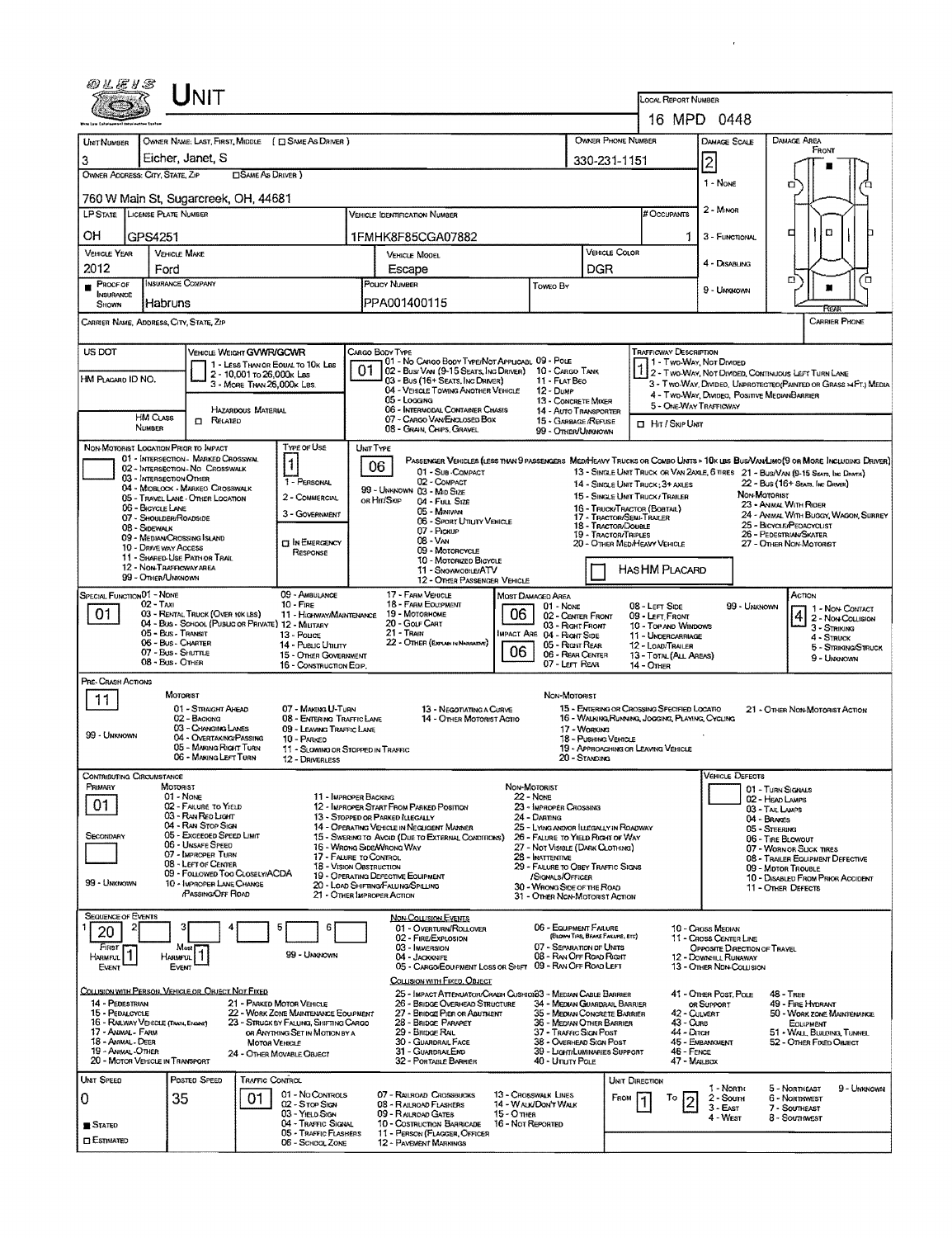# UNIT

**Local Report Number:** 16 MPD 0448

| Unit Number | Owner Name: Last, First, Middle (☐ Same As Driver) | Owner Phone Number | Damage Scale | Damage Area |
|---|---|---|---|---|
| 3 | Eicher, Janet, S | 330-231-1151 | 2 | Front |

**Owner Address: City, State, Zip** (☐ Same As Driver)
760 W Main St, Sugarcreek, OH, 44681

Damage Scale: 1 - None; 2 - Minor; 3 - Functional; 4 - Disabling; 9 - Unknown

| LP State | License Plate Number | Vehicle Identification Number | # Occupants |
|---|---|---|---|
| OH | GPS4251 | 1FMHK8F85CGA07882 | 1 |

| Vehicle Year | Vehicle Make | Vehicle Model | Vehicle Color |
|---|---|---|---|
| 2012 | Ford | Escape | DGR |

| Proof of Insurance Shown | Insurance Company | Policy Number | Towed By |
|---|---|---|---|
| ■ | Habruns | PPA001400115 | |

Carrier Name, Address, City, State, Zip: 
Carrier Phone:

**US DOT:**
**Vehicle Weight GVWR/GCWR:** 1 - Less Than or Equal to 10k Lbs; 2 - 10,001 to 26,000k Lbs; 3 - More Than 26,000k Lbs.
**HM Placard ID No.:**
**HM Class Number:**
**Hazardous Material:** ☐ Related

**Cargo Body Type:** 01
01 - No Cargo Body Type/Not Applicabl; 02 - Bus/Van (9-15 Seats, Inc Driver); 03 - Bus (16+ Seats, Inc Driver); 04 - Vehicle Towing Another Vehicle; 05 - Logging; 06 - Intermodal Container Chasis; 07 - Cargo Van/Enclosed Box; 08 - Grain, Chips, Gravel; 09 - Pole; 10 - Cargo Tank; 11 - Flat Bed; 12 - Dump; 13 - Concrete Mixer; 14 - Auto Transporter; 15 - Garbage/Refuse; 99 - Other/Unknown

**Trafficway Description:** 1
1 - Two-Way, Not Divided; 2 - Two-Way, Not Divided, Continuous Left Turn Lane; 3 - Two-Way, Divided, Unprotected (Painted or Grass >4Ft.) Media; 4 - Two-Way, Divided, Positive Median Barrier; 5 - One-Way Trafficway
☐ Hit / Skip Unit

**Non-Motorist Location Prior to Impact:**
01 - Intersection - Marked Crosswal; 02 - Intersection - No Crosswalk; 03 - Intersection Other; 04 - Midblock - Marked Crosswalk; 05 - Travel Lane - Other Location; 06 - Bicycle Lane; 07 - Shoulder/Roadside; 08 - Sidewalk; 09 - Median/Crossing Island; 10 - Drive way Access; 11 - Shared-Use Path or Trail; 12 - Non-Trafficway Area; 99 - Other/Unknown

**Type of Use:** 1
1 - Personal; 2 - Commercial; 3 - Government; ☐ In Emergency Response

**Unit Type:** 06
Passenger Vehicles (less than 9 passengers): 01 - Sub-Compact; 02 - Compact; 99 - Unknown 03 - Mid Size or Hit/Skip; 04 - Full Size; 05 - Minivan; 06 - Sport Utility Vehicle; 07 - Pickup; 08 - Van; 09 - Motorcycle; 10 - Motorized Bicycle; 11 - Snowmobile/ATV; 12 - Other Passenger Vehicle
Med/Heavy Trucks or Combo Units > 10k lbs Bus/Van/Limo (9 or More Including Driver): 13 - Single Unit Truck or Van 2axle, 6 Tires; 14 - Single Unit Truck; 3+ Axles; 15 - Single Unit Truck/Trailer; 16 - Truck/Tractor (Bobtail); 17 - Tractor/Semi-Trailer; 18 - Tractor/Double; 19 - Tractor/Triples; 20 - Other Med/Heavy Vehicle; 21 - Bus/Van (9-15 Seats, Inc Driver); 22 - Bus (16+ Seats, Inc Driver)
Non-Motorist: 23 - Animal With Rider; 24 - Animal With Buggy, Wagon, Surrey; 25 - Bicycle/Pedacyclist; 26 - Pedestrian/Skater; 27 - Other Non-Motorist
☐ Has HM Placard

**Special Function:** 01
01 - None; 02 - Taxi; 03 - Rental Truck (Over 10k lbs); 04 - Bus - School (Public or Private); 05 - Bus - Transit; 06 - Bus - Charter; 07 - Bus - Shuttle; 08 - Bus - Other; 09 - Ambulance; 10 - Fire; 11 - Highway/Maintenance; 12 - Military; 13 - Police; 14 - Public Utility; 15 - Other Government; 16 - Construction Eqip.; 17 - Farm Vehicle; 18 - Farm Equipment; 19 - Motorhome; 20 - Golf Cart; 21 - Train; 22 - Other (Explain in Narrative)

**Most Damaged Area:** 06
**Impact Are:** 06
01 - None; 02 - Center Front; 03 - Right Front; 04 - Right Side; 05 - Right Rear; 06 - Rear Center; 07 - Left Rear; 08 - Left Side; 09 - Left Front; 10 - Top and Windows; 11 - Undercarriage; 12 - Load/Trailer; 13 - Total (All Areas); 14 - Other; 99 - Unknown

**Action:** 4
1 - Non-Contact; 2 - Non-Collision; 3 - Striking; 4 - Struck; 5 - Striking/Struck; 9 - Unknown

**Pre-Crash Actions:** 11
Motorist: 01 - Straight Ahead; 02 - Backing; 03 - Changing Lanes; 04 - Overtaking/Passing; 05 - Making Right Turn; 06 - Making Left Turn; 07 - Making U-Turn; 08 - Entering Traffic Lane; 09 - Leaving Traffic Lane; 10 - Parked; 11 - Slowing or Stopped in Traffic; 12 - Driverless; 13 - Negotiating a Curve; 14 - Other Motorist Actio
Non-Motorist: 15 - Entering or Crossing Specified Locatio; 16 - Walking, Running, Jogging, Playing, Cycling; 17 - Working; 18 - Pushing Vehicle; 19 - Approaching or Leaving Vehicle; 20 - Standing; 21 - Other Non-Motorist Action
99 - Unknown

**Contributing Circumstance**
Primary: 01
Secondary:
Motorist: 01 - None; 02 - Failure to Yield; 03 - Ran Red Light; 04 - Ran Stop Sign; 05 - Exceeded Speed Limit; 06 - Unsafe Speed; 07 - Improper Turn; 08 - Left of Center; 09 - Followed Too Closely/ACDA; 10 - Improper Lane Change /Passing/Off Road; 11 - Improper Backing; 12 - Improper Start From Parked Position; 13 - Stopped or Parked Illegally; 14 - Operating Vehicle in Negligent Manner; 15 - Swering to Avoid (Due to External Conditions); 16 - Wrong Side/Wrong Way; 17 - Failure to Control; 18 - Vision Obstruction; 19 - Operating Defective Equipment; 20 - Load Shifting/Falling/Spilling; 21 - Other Improper Action
Non-Motorist: 22 - None; 23 - Improper Crossing; 24 - Darting; 25 - Lying and/or Illegally in Roadway; 26 - Failure to Yield Right of Way; 27 - Not Visible (Dark Clothing); 28 - Inattentive; 29 - Failure to Obey Traffic Signs /Signals/Officer; 30 - Wrong Side of the Road; 31 - Other Non-Motorist Action
99 - Unknown

**Vehicle Defects:**
01 - Turn Signals; 02 - Head Lamps; 03 - Tail Lamps; 04 - Brakes; 05 - Steering; 06 - Tire Blowout; 07 - Worn or Slick Tires; 08 - Trailer Equipment Defective; 09 - Motor Trouble; 10 - Disabled From Prior Accident; 11 - Other Defects

**Sequence of Events:** 1: 20; 2: ; 3: ; 4: ; 5: ; 6:
First Harmful Event: 1
Most Harmful Event: 1
99 - Unknown

Non-Collision Events: 01 - Overturn/Rollover; 02 - Fire/Explosion; 03 - Immersion; 04 - Jackknife; 05 - Cargo/Equipment Loss or Shift; 06 - Equipment Failure (Blown Tire, Brake Failure, etc); 07 - Separation of Units; 08 - Ran Off Road Right; 09 - Ran Off Road Left; 10 - Cross Median; 11 - Cross Center Line Opposite Direction of Travel; 12 - Downhill Runaway; 13 - Other Non-Collision

Collision with Person, Vehicle or Object Not Fixed: 14 - Pedestrian; 15 - Pedalcycle; 16 - Railway Vehicle (Train, Engine); 17 - Animal - Farm; 18 - Animal - Deer; 19 - Animal - Other; 20 - Motor Vehicle in Transport; 21 - Parked Motor Vehicle; 22 - Work Zone Maintenance Equipment; 23 - Struck by Falling, Shifting Cargo or Anything Set in Motion by a Motor Vehicle; 24 - Other Movable Object

Collision with Fixed, Object: 25 - Impact Attenuator/Crash Cushion; 26 - Bridge Overhead Structure; 27 - Bridge Pier or Abutment; 28 - Bridge Parapet; 29 - Bridge Rail; 30 - Guardrail Face; 31 - Guardrail End; 32 - Portable Barrier; 33 - Median Cable Barrier; 34 - Median Guardrail Barrier; 35 - Median Concrete Barrier; 36 - Median Other Barrier; 37 - Traffic Sign Post; 38 - Overhead Sign Post; 39 - Light/Luminaries Support; 40 - Utility Pole; 41 - Other Post, Pole or Support; 42 - Culvert; 43 - Curb; 44 - Ditch; 45 - Embankment; 46 - Fence; 47 - Mailbox; 48 - Tree; 49 - Fire Hydrant; 50 - Work Zone Maintenance Equipment; 51 - Wall, Building, Tunnel; 52 - Other Fixed Object

| Unit Speed | Posted Speed | Traffic Control | Unit Direction |
|---|---|---|---|
| 0 | 35 | 01 | From 1 To 2 |

■ Stated
☐ Estimated

Traffic Control: 01 - No Controls; 02 - Stop Sign; 03 - Yield Sign; 04 - Traffic Signal; 05 - Traffic Flashers; 06 - School Zone; 07 - Railroad Crossbucks; 08 - Railroad Flashers; 09 - Railroad Gates; 10 - Costruction Barricade; 11 - Person (Flagger, Officer); 12 - Pavement Markings; 13 - Crosswalk Lines; 14 - Walk/Don't Walk; 15 - Other; 16 - Not Reported

Unit Direction: 1 - North; 2 - South; 3 - East; 4 - West; 5 - Northeast; 6 - Northwest; 7 - Southeast; 8 - Southwest; 9 - Unknown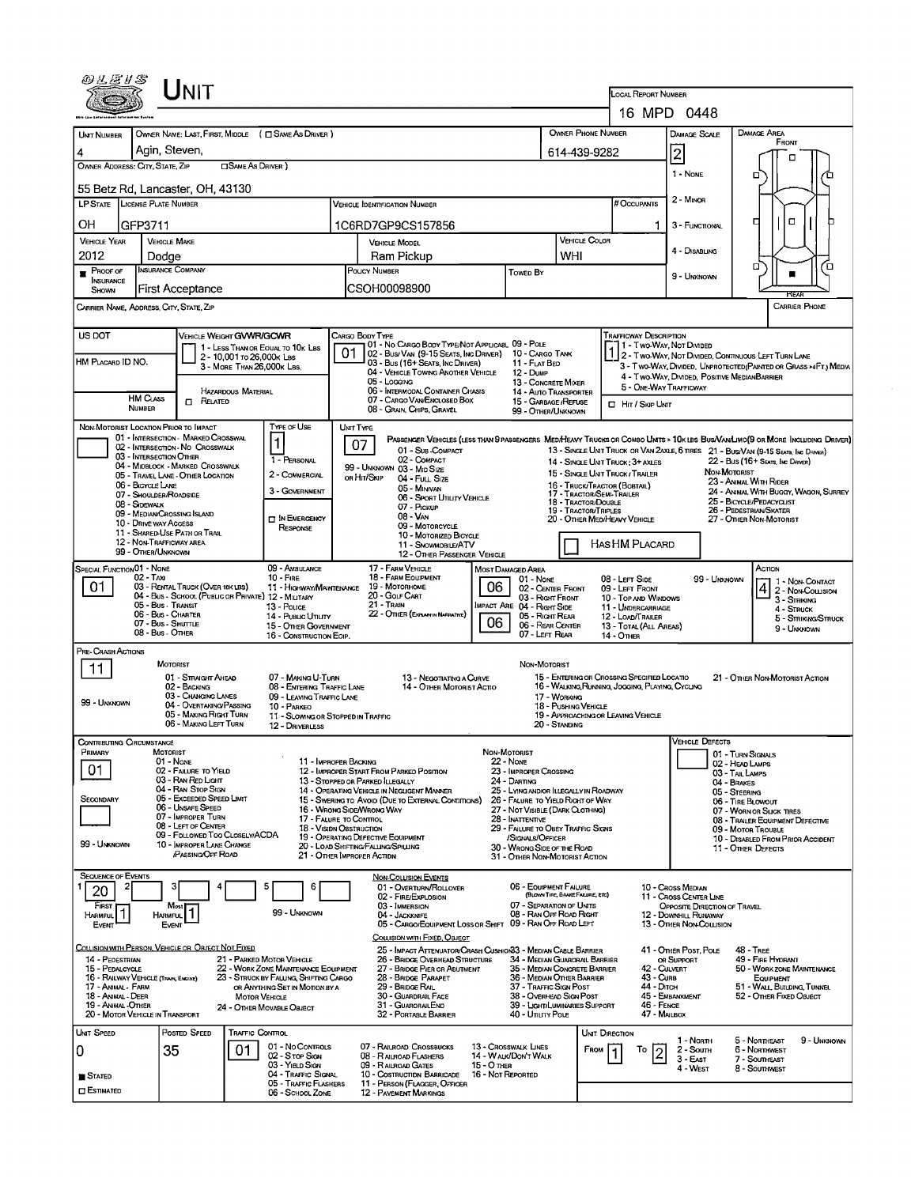# UNIT

**Local Report Number:** 16 MPD 0448

| Unit Number | Owner Name: Last, First, Middle ( ☐ Same as Driver ) | Owner Phone Number | Damage Scale | Damage Area |
|---|---|---|---|---|
| 4 | Agin, Steven, | 614-439-9282 | 2 | Front |

**Owner Address: City, State, Zip** ( ☐ Same as Driver )
55 Betz Rd, Lancaster, OH, 43130

Damage Scale: 1 - None; 2 - Minor; 3 - Functional; 4 - Disabling; 9 - Unknown

| LP State | License Plate Number | Vehicle Identification Number | # Occupants |
|---|---|---|---|
| OH | GFP3711 | 1C6RD7GP9CS157856 | 1 |

| Vehicle Year | Vehicle Make | Vehicle Model | Vehicle Color |
|---|---|---|---|
| 2012 | Dodge | Ram Pickup | WHI |

| Proof of Insurance Shown | Insurance Company | Policy Number | Towed By |
|---|---|---|---|
| ■ | First Acceptance | CSOH00098900 | |

**Carrier Name, Address, City, State, Zip:**

**Carrier Phone:**

**US DOT:**

**HM Placard ID No.:**

**HM Class Number:**

**Vehicle Weight GVWR/GCWR:** 1 - Less Than or Equal to 10k Lbs; 2 - 10,001 to 26,000k Lbs; 3 - More Than 26,000k Lbs.

**Hazardous Material:** ☐ Related

**Cargo Body Type:** 01
01 - No Cargo Body Type/Not Applicabl; 02 - Bus/Van (9-15 Seats, Inc Driver); 03 - Bus (16+ Seats, Inc Driver); 04 - Vehicle Towing Another Vehicle; 05 - Logging; 06 - Intermodal Container Chasis; 07 - Cargo Van/Enclosed Box; 08 - Grain, Chips, Gravel; 09 - Pole; 10 - Cargo Tank; 11 - Flat Bed; 12 - Dump; 13 - Concrete Mixer; 14 - Auto Transporter; 15 - Garbage/Refuse; 99 - Other/Unknown

**Trafficway Description:** 1
1 - Two-Way, Not Divided; 2 - Two-Way, Not Divided, Continuous Left Turn Lane; 3 - Two-Way, Divided, Unprotected(Painted or Grass >4Ft.) Media; 4 - Two-Way, Divided, Positive Median Barrier; 5 - One-Way Trafficway

☐ Hit / Skip Unit

**Non-Motorist Location Prior to Impact:**
01 - Intersection - Marked Crosswal; 02 - Intersection - No Crosswalk; 03 - Intersection Other; 04 - Midblock - Marked Crosswalk; 05 - Travel Lane - Other Location; 06 - Bicycle Lane; 07 - Shoulder/Roadside; 08 - Sidewalk; 09 - Median/Crossing Island; 10 - Drive way Access; 11 - Shared-Use Path or Trail; 12 - Non-Trafficway Area; 99 - Other/Unknown

**Type of Use:** 1
1 - Personal; 2 - Commercial; 3 - Government; ☐ In Emergency Response

**Unit Type:** 07
Passenger Vehicles (less than 9 passengers): 01 - Sub-Compact; 02 - Compact; 99 - Unknown 03 - Mid Size; or Hit/Skip 04 - Full Size; 05 - Minivan; 06 - Sport Utility Vehicle; 07 - Pickup; 08 - Van; 09 - Motorcycle; 10 - Motorized Bicycle; 11 - Snowmobile/ATV; 12 - Other Passenger Vehicle
Med/Heavy Trucks or Combo Units > 10k lbs: 13 - Single Unit Truck or Van 2axle, 6 Tires; 14 - Single Unit Truck; 3+ Axles; 15 - Single Unit Truck / Trailer; 16 - Truck/Tractor (Bobtail); 17 - Tractor/Semi-Trailer; 18 - Tractor/Double; 19 - Tractor/Triples; 20 - Other Med/Heavy Vehicle
Bus/Van/Limo (9 or More Including Driver): 21 - Bus/Van (9-15 Seats, Inc Driver); 22 - Bus (16+ Seats, Inc Driver)
Non-Motorist: 23 - Animal With Rider; 24 - Animal With Buggy, Wagon, Surrey; 25 - Bicycle/Pedacyclist; 26 - Pedestrian/Skater; 27 - Other Non-Motorist

☐ Has HM Placard

**Special Function:** 01
01 - None; 02 - Taxi; 03 - Rental Truck (Over 10k lbs); 04 - Bus - School (Public or Private); 05 - Bus - Transit; 06 - Bus - Charter; 07 - Bus - Shuttle; 08 - Bus - Other; 09 - Ambulance; 10 - Fire; 11 - Highway/Maintenance; 12 - Military; 13 - Police; 14 - Public Utility; 15 - Other Government; 16 - Construction Eqip.; 17 - Farm Vehicle; 18 - Farm Equipment; 19 - Motorhome; 20 - Golf Cart; 21 - Train; 22 - Other (Explain in Narrative)

**Most Damaged Area:** 06
**Impact Are:** 06
01 - None; 02 - Center Front; 03 - Right Front; 04 - Right Side; 05 - Right Rear; 06 - Rear Center; 07 - Left Rear; 08 - Left Side; 09 - Left Front; 10 - Top and Windows; 11 - Undercarriage; 12 - Load/Trailer; 13 - Total (All Areas); 14 - Other; 99 - Unknown

**Action:** 4
1 - Non-Contact; 2 - Non-Collision; 3 - Striking; 4 - Struck; 5 - Striking/Struck; 9 - Unknown

**Pre-Crash Actions:** 11
Motorist: 01 - Straight Ahead; 02 - Backing; 03 - Changing Lanes; 04 - Overtaking/Passing; 05 - Making Right Turn; 06 - Making Left Turn; 07 - Making U-Turn; 08 - Entering Traffic Lane; 09 - Leaving Traffic Lane; 10 - Parked; 11 - Slowing or Stopped in Traffic; 12 - Driverless; 13 - Negotiating a Curve; 14 - Other Motorist Actio
Non-Motorist: 15 - Entering or Crossing Specified Locatio; 16 - Walking, Running, Jogging, Playing, Cycling; 17 - Working; 18 - Pushing Vehicle; 19 - Approaching or Leaving Vehicle; 20 - Standing; 21 - Other Non-Motorist Action
99 - Unknown

**Contributing Circumstance:**
Primary: 01
Secondary:
Motorist: 01 - None; 02 - Failure to Yield; 03 - Ran Red Light; 04 - Ran Stop Sign; 05 - Exceeded Speed Limit; 06 - Unsafe Speed; 07 - Improper Turn; 08 - Left of Center; 09 - Followed Too Closely/ACDA; 10 - Improper Lane Change /Passing/Off Road; 11 - Improper Backing; 12 - Improper Start From Parked Position; 13 - Stopped or Parked Illegally; 14 - Operating Vehicle in Negligent Manner; 15 - Swering to Avoid (Due to External Conditions); 16 - Wrong Side/Wrong Way; 17 - Failure to Control; 18 - Vision Obstruction; 19 - Operating Defective Equipment; 20 - Load Shifting/Falling/Spilling; 21 - Other Improper Action
Non-Motorist: 22 - None; 23 - Improper Crossing; 24 - Darting; 25 - Lying and/or Illegally in Roadway; 26 - Failure to Yield Right of Way; 27 - Not Visible (Dark Clothing); 28 - Inattentive; 29 - Failure to Obey Traffic Signs /Signals/Officer; 30 - Wrong Side of the Road; 31 - Other Non-Motorist Action
99 - Unknown

**Vehicle Defects:**
01 - Turn Signals; 02 - Head Lamps; 03 - Tail Lamps; 04 - Brakes; 05 - Steering; 06 - Tire Blowout; 07 - Worn or Slick Tires; 08 - Trailer Equipment Defective; 09 - Motor Trouble; 10 - Disabled From Prior Accident; 11 - Other Defects

**Sequence of Events:**

| 1 | 2 | 3 | 4 | 5 | 6 |
|---|---|---|---|---|---|
| 20 | | | | | |

First Harmful Event: 1
Most Harmful Event: 1
99 - Unknown

Non-Collision Events: 01 - Overturn/Rollover; 02 - Fire/Explosion; 03 - Immersion; 04 - Jackknife; 05 - Cargo/Equipment Loss or Shift; 06 - Equipment Failure (Blown Tire, Brake Failure, etc); 07 - Separation of Units; 08 - Ran Off Road Right; 09 - Ran Off Road Left; 10 - Cross Median; 11 - Cross Center Line Opposite Direction of Travel; 12 - Downhill Runaway; 13 - Other Non-Collision

Collision with Person, Vehicle or Object Not Fixed: 14 - Pedestrian; 15 - Pedalcycle; 16 - Railway Vehicle (Train, Engine); 17 - Animal - Farm; 18 - Animal - Deer; 19 - Animal - Other; 20 - Motor Vehicle in Transport; 21 - Parked Motor Vehicle; 22 - Work Zone Maintenance Equipment; 23 - Struck by Falling, Shifting Cargo or Anything Set in Motion by a Motor Vehicle; 24 - Other Movable Object

Collision with Fixed, Object: 25 - Impact Attenuator/Crash Cushion; 26 - Bridge Overhead Structure; 27 - Bridge Pier or Abutment; 28 - Bridge Parapet; 29 - Bridge Rail; 30 - Guardrail Face; 31 - Guardrail End; 32 - Portable Barrier; 33 - Median Cable Barrier; 34 - Median Guardrail Barrier; 35 - Median Concrete Barrier; 36 - Median Other Barrier; 37 - Traffic Sign Post; 38 - Overhead Sign Post; 39 - Light/Luminaries Support; 40 - Utility Pole; 41 - Other Post, Pole or Support; 42 - Culvert; 43 - Curb; 44 - Ditch; 45 - Embankment; 46 - Fence; 47 - Mailbox; 48 - Tree; 49 - Fire Hydrant; 50 - Work Zone Maintenance Equipment; 51 - Wall, Building, Tunnel; 52 - Other Fixed Object

| Unit Speed | Posted Speed | Traffic Control | Unit Direction |
|---|---|---|---|
| 0 | 35 | 01 | From 1 To 2 |

■ Stated
☐ Estimated

Traffic Control: 01 - No Controls; 02 - Stop Sign; 03 - Yield Sign; 04 - Traffic Signal; 05 - Traffic Flashers; 06 - School Zone; 07 - Railroad Crossbucks; 08 - Railroad Flashers; 09 - Railroad Gates; 10 - Costruction Barricade; 11 - Person (Flagger, Officer); 12 - Pavement Markings; 13 - Crosswalk Lines; 14 - Walk/Don't Walk; 15 - Other; 16 - Not Reported

Unit Direction: 1 - North; 2 - South; 3 - East; 4 - West; 5 - Northeast; 6 - Northwest; 7 - Southeast; 8 - Southwest; 9 - Unknown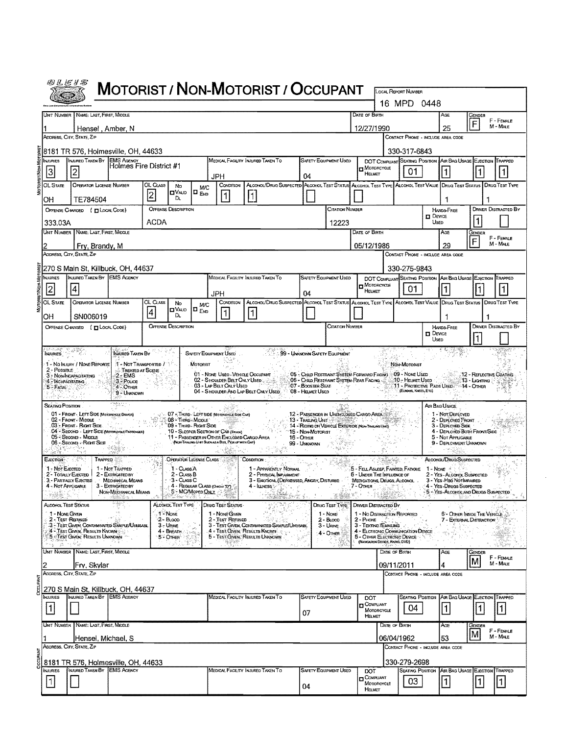# MOTORIST / NON-MOTORIST / OCCUPANT

OLEIS

**Local Report Number:** 16 MPD 0448

## Motorist/Non-Motorist

| Unit Number | Name: Last, First, Middle | Date of Birth | Age | Gender |
|---|---|---|---|---|
| 1 | Hensel , Amber, N | 12/27/1990 | 25 | F |

| Address, City, State, Zip | Contact Phone - Include Area Code |
|---|---|
| 8181 TR 576, Holmesville, OH, 44633 | 330-317-6843 |

| Injuries | Injured Taken By | EMS Agency | Medical Facility Injured Taken To | Safety Equipment Used | DOT Compliant Motorcycle Helmet | Seating Position | Air Bag Usage | Ejection | Trapped |
|---|---|---|---|---|---|---|---|---|---|
| 3 | 2 | Holmes Fire District #1 | JPH | 04 | | 01 | 1 | 1 | 1 |

| OL State | Operator License Number | OL Class | No Valid DL | M/C End | Condition | Alcohol/Drug Suspected | Alcohol Test Status | Alcohol Test Type | Alcohol Test Value | Drug Test Status | Drug Test Type |
|---|---|---|---|---|---|---|---|---|---|---|---|
| OH | TE784504 | 2 | | | 1 | 1 | | | | 1 | 1 |

| Offense Charged (Local Code) | Offense Description | Citation Number | Hands-Free Device Used | Driver Distracted By |
|---|---|---|---|---|
| 333.03A | ACDA | 12223 | | 1 |

| Unit Number | Name: Last, First, Middle | Date of Birth | Age | Gender |
|---|---|---|---|---|
| 2 | Fry, Brandy, M | 05/12/1986 | 29 | F |

| Address, City, State, Zip | Contact Phone - Include Area Code |
|---|---|
| 270 S Main St, Killbuck, OH, 44637 | 330-275-9843 |

| Injuries | Injured Taken By | EMS Agency | Medical Facility Injured Taken To | Safety Equipment Used | DOT Compliant Motorcycle Helmet | Seating Position | Air Bag Usage | Ejection | Trapped |
|---|---|---|---|---|---|---|---|---|---|
| 2 | 4 | | JPH | 04 | | 01 | 1 | 1 | 1 |

| OL State | Operator License Number | OL Class | No Valid DL | M/C End | Condition | Alcohol/Drug Suspected | Alcohol Test Status | Alcohol Test Type | Alcohol Test Value | Drug Test Status | Drug Test Type |
|---|---|---|---|---|---|---|---|---|---|---|---|
| OH | SN006019 | 4 | | | 1 | 1 | | | | 1 | 1 |

| Offense Charged (Local Code) | Offense Description | Citation Number | Hands-Free Device Used | Driver Distracted By |
|---|---|---|---|---|
| | | | | 1 |

## Codes

**Injuries:** 1 - No Injury / None Reported; 2 - Possible; 3 - Non-Incapacitating; 4 - Incapacitating; 5 - Fatal

**Injured Taken By:** 1 - Not Transported / Treated at Scene; 2 - EMS; 3 - Police; 4 - Other; 9 - Unknown

**Safety Equipment Used:** 99 - Unknown Safety Equipment
- Motorist: 01 - None Used - Vehicle Occupant; 02 - Shoulder Belt Only Used; 03 - Lap Belt Only Used; 04 - Shoulder and Lap Belt Only Used; 05 - Child Restraint System-Forward Facing; 06 - Child Restraint System-Rear Facing; 07 - Booster Seat; 08 - Helmet Used
- Non-Motorist: 09 - None Used; 10 - Helmet Used; 11 - Protective Pads Used (Elbows, Knees, Etc); 12 - Reflective Coating; 13 - Lighting; 14 - Other

**Seating Position:** 01 - Front - Left Side (Motorcycle Driver); 02 - Front - Middle; 03 - Front - Right Side; 04 - Second - Left Side (Motorcycle Passenger); 05 - Second - Middle; 06 - Second - Right Side; 07 - Third - Left Side (Motorcycle Side Car); 08 - Third - Middle; 09 - Third - Right Side; 10 - Sleeper Section of Cab (Truck); 11 - Passenger in Other Enclosed Cargo Area (Non-Trailing Unit Such as a Bus, Pick-up with Cap); 12 - Passenger in Unenclosed Cargo Area; 13 - Trailing Unit; 14 - Riding on Vehicle Exterior (Non-Trailing Unit); 15 - Non-Motorist; 16 - Other; 99 - Unknown

**Air Bag Usage:** 1 - Not Deployed; 2 - Deployed Front; 3 - Deployed Side; 4 - Deployed Both Front/Side; 5 - Not Applicable; 9 - Deployment Unknown

**Ejection:** 1 - Not Ejected; 2 - Totally Ejected; 3 - Partially Ejected; 4 - Not Applicable

**Trapped:** 1 - Not Trapped; 2 - Extricated by Mechanical Means; 3 - Extricated by Non-Mechanical Means

**Operator License Class:** 1 - Class A; 2 - Class B; 3 - Class C; 4 - Regular Class (Ohio is "D"); 5 - M/C Moped Only

**Condition:** 1 - Apparently Normal; 2 - Physical Impairment; 3 - Emotional (Depressed, Angry, Disturbed); 4 - Illness; 5 - Fell Asleep, Fainted, Fatigue; 6 - Under the Influence of Medications, Drugs, Alcohol; 7 - Other

**Alcohol/Drug Suspected:** 1 - None; 2 - Yes - Alcohol Suspected; 3 - Yes - HBD Not Impaired; 4 - Yes - Drugs Suspected; 5 - Yes - Alcohol and Drugs Suspected

**Alcohol Test Status:** 1 - None Given; 2 - Test Refused; 3 - Test Given, Contaminated Sample/Unusable; 4 - Test Given, Results Known; 5 - Test Given, Results Unknown

**Alcohol Test Type:** 1 - None; 2 - Blood; 3 - Urine; 4 - Breath; 5 - Other

**Drug Test Status:** 1 - None Given; 2 - Test Refused; 3 - Test Given, Contaminated Sample/Unusable; 4 - Test Given, Results Known; 5 - Test Given, Results Unknown

**Drug Test Type:** 1 - None; 2 - Blood; 3 - Urine; 4 - Other

**Driver Distracted By:** 1 - No Distraction Reported; 2 - Phone; 3 - Texting/Emailing; 4 - Electronic Communication Device; 5 - Other Electronic Device (Navigation Device, Radio, DVD); 6 - Other Inside the Vehicle; 7 - External Distraction

## Occupant

| Unit Number | Name: Last, First, Middle | Date of Birth | Age | Gender |
|---|---|---|---|---|
| 2 | Fry, Skylar | 09/11/2011 | 4 | M |

| Address, City, State, Zip | Contact Phone - Include Area Code |
|---|---|
| 270 S Main St, Killbuck, OH, 44637 | |

| Injuries | Injured Taken By | EMS Agency | Medical Facility Injured Taken To | Safety Equipment Used | DOT Compliant Motorcycle Helmet | Seating Position | Air Bag Usage | Ejection | Trapped |
|---|---|---|---|---|---|---|---|---|---|
| 1 | | | | 07 | | 04 | 1 | 1 | 1 |

| Unit Number | Name: Last, First, Middle | Date of Birth | Age | Gender |
|---|---|---|---|---|
| 1 | Hensel, Michael, S | 06/04/1962 | 53 | M |

| Address, City, State, Zip | Contact Phone - Include Area Code |
|---|---|
| 8181 TR 576, Holmesville, OH, 44633 | 330-279-2698 |

| Injuries | Injured Taken By | EMS Agency | Medical Facility Injured Taken To | Safety Equipment Used | DOT Compliant Motorcycle Helmet | Seating Position | Air Bag Usage | Ejection | Trapped |
|---|---|---|---|---|---|---|---|---|---|
| 1 | | | | 04 | | 03 | 1 | 1 | 1 |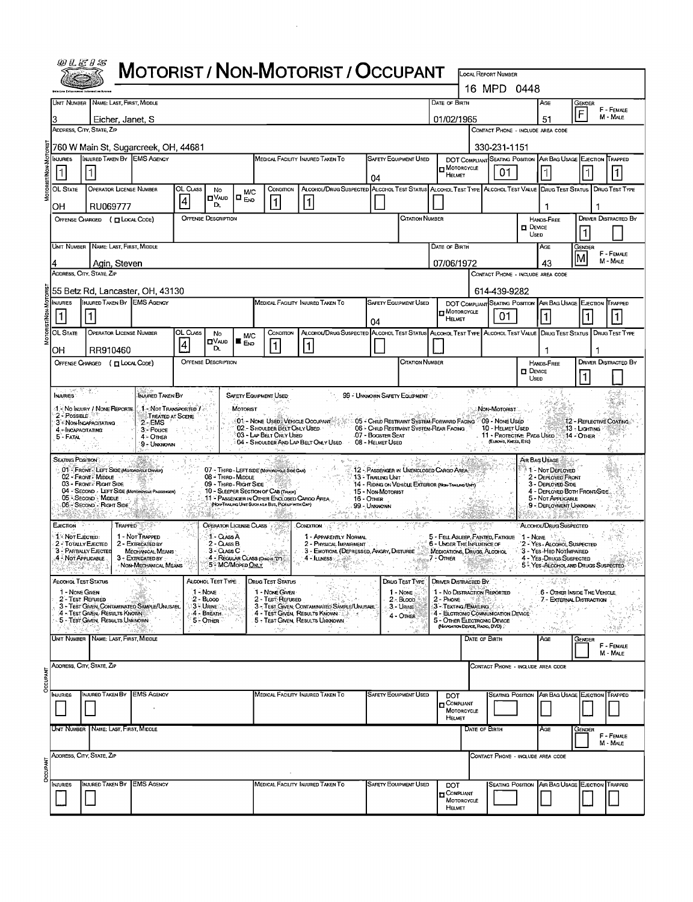# MOTORIST / NON-MOTORIST / OCCUPANT

OLEIS — Ohio Law Enforcement Information Network

**Local Report Number:** 16 MPD 0448

## Motorist/Non-Motorist

| Unit Number | Name: Last, First, Middle | Date of Birth | Age | Gender |
|---|---|---|---|---|
| 3 | Eicher, Janet, S | 01/02/1965 | 51 | F |

| Address, City, State, Zip | Contact Phone - Include Area Code |
|---|---|
| 760 W Main St, Sugarcreek, OH, 44681 | 330-231-1151 |

| Injuries | Injured Taken By | EMS Agency | Medical Facility Injured Taken To | Safety Equipment Used | DOT Compliant Motorcycle Helmet | Seating Position | Air Bag Usage | Ejection | Trapped |
|---|---|---|---|---|---|---|---|---|---|
| 1 | 1 | | | 04 | | 01 | 1 | 1 | 1 |

| OL State | Operator License Number | OL Class | No Valid DL | M/C End | Condition | Alcohol/Drug Suspected | Alcohol Test Status | Alcohol Test Type | Alcohol Test Value | Drug Test Status | Drug Test Type |
|---|---|---|---|---|---|---|---|---|---|---|---|
| OH | RU069777 | 4 | | | 1 | 1 | | | | 1 | 1 |

| Offense Charged (☐ Local Code) | Offense Description | Citation Number | Hands-Free Device Used | Driver Distracted By |
|---|---|---|---|---|
| | | | ☐ | 1 |

| Unit Number | Name: Last, First, Middle | Date of Birth | Age | Gender |
|---|---|---|---|---|
| 4 | Agin, Steven | 07/06/1972 | 43 | M |

| Address, City, State, Zip | Contact Phone - Include Area Code |
|---|---|
| 55 Betz Rd, Lancaster, OH, 43130 | 614-439-9282 |

| Injuries | Injured Taken By | EMS Agency | Medical Facility Injured Taken To | Safety Equipment Used | DOT Compliant Motorcycle Helmet | Seating Position | Air Bag Usage | Ejection | Trapped |
|---|---|---|---|---|---|---|---|---|---|
| 1 | 1 | | | 04 | | 01 | 1 | 1 | 1 |

| OL State | Operator License Number | OL Class | No Valid DL | M/C End | Condition | Alcohol/Drug Suspected | Alcohol Test Status | Alcohol Test Type | Alcohol Test Value | Drug Test Status | Drug Test Type |
|---|---|---|---|---|---|---|---|---|---|---|---|
| OH | RR910460 | 4 | | ■ | 1 | 1 | | | | 1 | 1 |

| Offense Charged (☐ Local Code) | Offense Description | Citation Number | Hands-Free Device Used | Driver Distracted By |
|---|---|---|---|---|
| | | | ☐ | 1 |

## Codes

**Injuries:** 1 - No Injury / None Reported; 2 - Possible; 3 - Non-Incapacitating; 4 - Incapacitating; 5 - Fatal

**Injured Taken By:** 1 - Not Transported / Treated at Scene; 2 - EMS; 3 - Police; 4 - Other; 9 - Unknown

**Safety Equipment Used:** 99 - Unknown Safety Equipment
- Motorist: 01 - None Used - Vehicle Occupant; 02 - Shoulder Belt Only Used; 03 - Lap Belt Only Used; 04 - Shoulder And Lap Belt Only Used; 05 - Child Restraint System-Forward Facing; 06 - Child Restraint System-Rear Facing; 07 - Booster Seat; 08 - Helmet Used
- Non-Motorist: 09 - None Used; 10 - Helmet Used; 11 - Protective Pads Used (Elbows, Knees, Etc); 12 - Reflective Coating; 13 - Lighting; 14 - Other

**Seating Position:** 01 - Front - Left Side (Motorcycle Driver); 02 - Front - Middle; 03 - Front - Right Side; 04 - Second - Left Side (Motorcycle Passenger); 05 - Second - Middle; 06 - Second - Right Side; 07 - Third - Left Side (Motorcycle Side Car); 08 - Third - Middle; 09 - Third - Right Side; 10 - Sleeper Section of Cab (Truck); 11 - Passenger in Other Enclosed Cargo Area (Non-Trailing Unit Such as a Bus, Pick-up with Cap); 12 - Passenger in Unenclosed Cargo Area; 13 - Trailing Unit; 14 - Riding on Vehicle Exterior (Non-Trailing Unit); 15 - Non-Motorist; 16 - Other; 99 - Unknown

**Air Bag Usage:** 1 - Not Deployed; 2 - Deployed Front; 3 - Deployed Side; 4 - Deployed Both Front/Side; 5 - Not Applicable; 9 - Deployment Unknown

**Ejection:** 1 - Not Ejected; 2 - Totally Ejected; 3 - Partially Ejected; 4 - Not Applicable

**Trapped:** 1 - Not Trapped; 2 - Extricated by Mechanical Means; 3 - Extricated by Non-Mechanical Means

**Operator License Class:** 1 - Class A; 2 - Class B; 3 - Class C; 4 - Regular Class (Ohio is "D"); 5 - MC/Moped Only

**Condition:** 1 - Apparently Normal; 2 - Physical Impairment; 3 - Emotional (Depressed, Angry, Disturbed); 4 - Illness; 5 - Fell Asleep, Fainted, Fatigue; 6 - Under the Influence of Medications, Drugs, Alcohol; 7 - Other

**Alcohol/Drug Suspected:** 1 - None; 2 - Yes - Alcohol Suspected; 3 - Yes - HBD Not Impaired; 4 - Yes - Drugs Suspected; 5 - Yes - Alcohol and Drugs Suspected

**Alcohol Test Status:** 1 - None Given; 2 - Test Refused; 3 - Test Given, Contaminated Sample/Unusable; 4 - Test Given, Results Known; 5 - Test Given, Results Unknown

**Alcohol Test Type:** 1 - None; 2 - Blood; 3 - Urine; 4 - Breath; 5 - Other

**Drug Test Status:** 1 - None Given; 2 - Test Refused; 3 - Test Given, Contaminated Sample/Unusable; 4 - Test Given, Results Known; 5 - Test Given, Results Unknown

**Drug Test Type:** 1 - None; 2 - Blood; 3 - Urine; 4 - Other

**Driver Distracted By:** 1 - No Distraction Reported; 2 - Phone; 3 - Texting / Emailing; 4 - Electronic Communication Device; 5 - Other Electronic Device (Navigation Device, Radio, DVD); 6 - Other Inside the Vehicle; 7 - External Distraction

## Occupant

| Unit Number | Name: Last, First, Middle | Date of Birth | Age | Gender |
|---|---|---|---|---|
| | | | | |

| Address, City, State, Zip | Contact Phone - Include Area Code |
|---|---|
| | |

| Injuries | Injured Taken By | EMS Agency | Medical Facility Injured Taken To | Safety Equipment Used | DOT Compliant Motorcycle Helmet | Seating Position | Air Bag Usage | Ejection | Trapped |
|---|---|---|---|---|---|---|---|---|---|
| | | | | | | | | | |

## Occupant

| Unit Number | Name: Last, First, Middle | Date of Birth | Age | Gender |
|---|---|---|---|---|
| | | | | |

| Address, City, State, Zip | Contact Phone - Include Area Code |
|---|---|
| | |

| Injuries | Injured Taken By | EMS Agency | Medical Facility Injured Taken To | Safety Equipment Used | DOT Compliant Motorcycle Helmet | Seating Position | Air Bag Usage | Ejection | Trapped |
|---|---|---|---|---|---|---|---|---|---|
| | | | | | | | | | |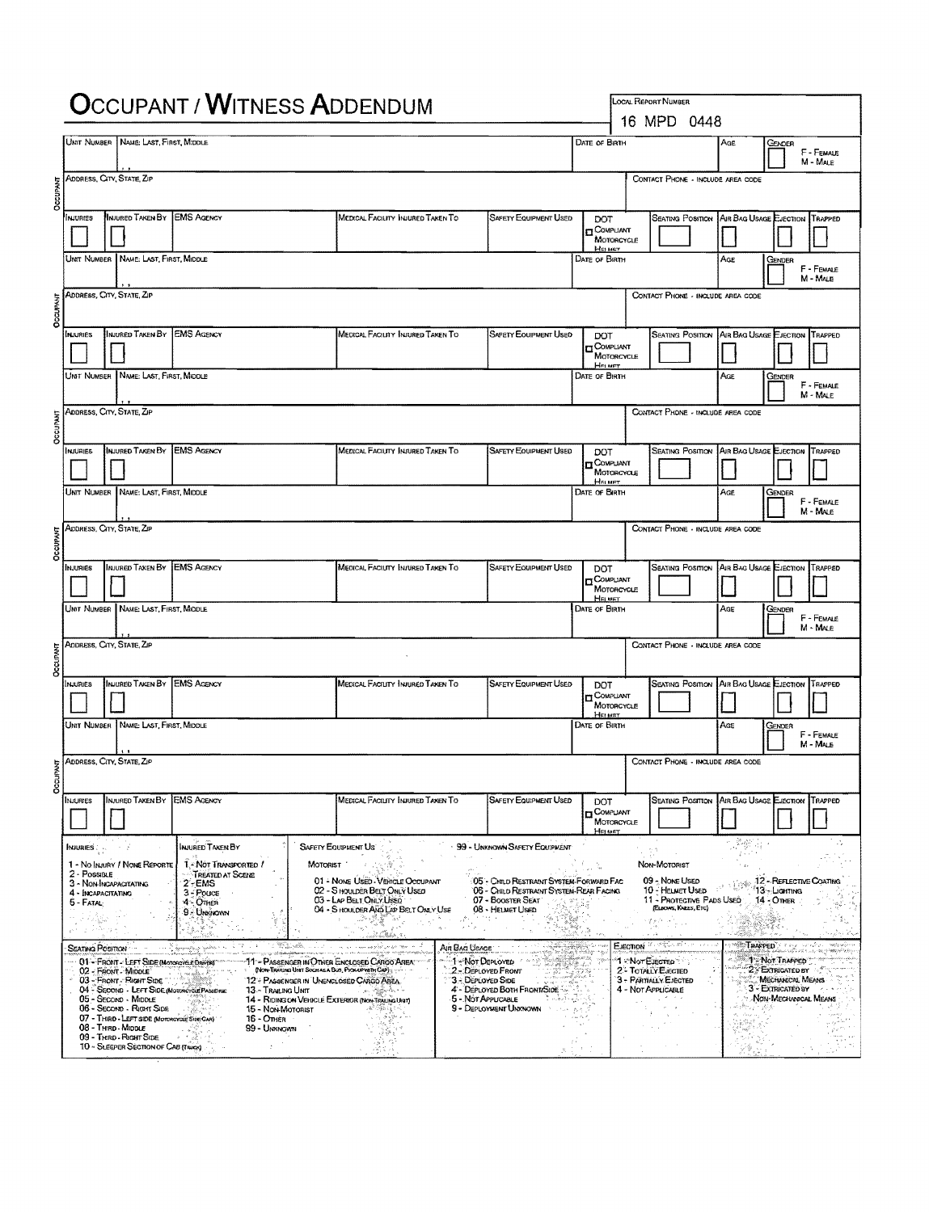# OCCUPANT / WITNESS ADDENDUM

LOCAL REPORT NUMBER

16 MPD 0448

**OCCUPANT**

| UNIT NUMBER | NAME: LAST, FIRST, MIDDLE | DATE OF BIRTH | AGE | GENDER (F - FEMALE, M - MALE) |
|---|---|---|---|---|
| | | | | |

| ADDRESS, CITY, STATE, ZIP | CONTACT PHONE - INCLUDE AREA CODE |
|---|---|
| | |

| INJURIES | INJURED TAKEN BY | EMS AGENCY | MEDICAL FACILITY INJURED TAKEN TO | SAFETY EQUIPMENT USED | DOT COMPLIANT MOTORCYCLE HELMET | SEATING POSITION | AIR BAG USAGE | EJECTION | TRAPPED |
|---|---|---|---|---|---|---|---|---|---|
| | | | | | | | | | |

**OCCUPANT**

| UNIT NUMBER | NAME: LAST, FIRST, MIDDLE | DATE OF BIRTH | AGE | GENDER (F - FEMALE, M - MALE) |
|---|---|---|---|---|
| | | | | |

| ADDRESS, CITY, STATE, ZIP | CONTACT PHONE - INCLUDE AREA CODE |
|---|---|
| | |

| INJURIES | INJURED TAKEN BY | EMS AGENCY | MEDICAL FACILITY INJURED TAKEN TO | SAFETY EQUIPMENT USED | DOT COMPLIANT MOTORCYCLE HELMET | SEATING POSITION | AIR BAG USAGE | EJECTION | TRAPPED |
|---|---|---|---|---|---|---|---|---|---|
| | | | | | | | | | |

**OCCUPANT**

| UNIT NUMBER | NAME: LAST, FIRST, MIDDLE | DATE OF BIRTH | AGE | GENDER (F - FEMALE, M - MALE) |
|---|---|---|---|---|
| | | | | |

| ADDRESS, CITY, STATE, ZIP | CONTACT PHONE - INCLUDE AREA CODE |
|---|---|
| | |

| INJURIES | INJURED TAKEN BY | EMS AGENCY | MEDICAL FACILITY INJURED TAKEN TO | SAFETY EQUIPMENT USED | DOT COMPLIANT MOTORCYCLE HELMET | SEATING POSITION | AIR BAG USAGE | EJECTION | TRAPPED |
|---|---|---|---|---|---|---|---|---|---|
| | | | | | | | | | |

**OCCUPANT**

| UNIT NUMBER | NAME: LAST, FIRST, MIDDLE | DATE OF BIRTH | AGE | GENDER (F - FEMALE, M - MALE) |
|---|---|---|---|---|
| | | | | |

| ADDRESS, CITY, STATE, ZIP | CONTACT PHONE - INCLUDE AREA CODE |
|---|---|
| | |

| INJURIES | INJURED TAKEN BY | EMS AGENCY | MEDICAL FACILITY INJURED TAKEN TO | SAFETY EQUIPMENT USED | DOT COMPLIANT MOTORCYCLE HELMET | SEATING POSITION | AIR BAG USAGE | EJECTION | TRAPPED |
|---|---|---|---|---|---|---|---|---|---|
| | | | | | | | | | |

**OCCUPANT**

| UNIT NUMBER | NAME: LAST, FIRST, MIDDLE | DATE OF BIRTH | AGE | GENDER (F - FEMALE, M - MALE) |
|---|---|---|---|---|
| | | | | |

| ADDRESS, CITY, STATE, ZIP | CONTACT PHONE - INCLUDE AREA CODE |
|---|---|
| | |

| INJURIES | INJURED TAKEN BY | EMS AGENCY | MEDICAL FACILITY INJURED TAKEN TO | SAFETY EQUIPMENT USED | DOT COMPLIANT MOTORCYCLE HELMET | SEATING POSITION | AIR BAG USAGE | EJECTION | TRAPPED |
|---|---|---|---|---|---|---|---|---|---|
| | | | | | | | | | |

**OCCUPANT**

| UNIT NUMBER | NAME: LAST, FIRST, MIDDLE | DATE OF BIRTH | AGE | GENDER (F - FEMALE, M - MALE) |
|---|---|---|---|---|
| | | | | |

| ADDRESS, CITY, STATE, ZIP | CONTACT PHONE - INCLUDE AREA CODE |
|---|---|
| | |

| INJURIES | INJURED TAKEN BY | EMS AGENCY | MEDICAL FACILITY INJURED TAKEN TO | SAFETY EQUIPMENT USED | DOT COMPLIANT MOTORCYCLE HELMET | SEATING POSITION | AIR BAG USAGE | EJECTION | TRAPPED |
|---|---|---|---|---|---|---|---|---|---|
| | | | | | | | | | |

**INJURIES**
- 1 - NO INJURY / NONE REPORTED
- 2 - POSSIBLE
- 3 - NON-INCAPACITATING
- 4 - INCAPACITATING
- 5 - FATAL

**INJURED TAKEN BY**
- 1 - NOT TRANSPORTED / TREATED AT SCENE
- 2 - EMS
- 3 - POLICE
- 4 - OTHER
- 9 - UNKNOWN

**SAFETY EQUIPMENT USED** — 99 - UNKNOWN SAFETY EQUIPMENT

MOTORIST
- 01 - NONE USED - VEHICLE OCCUPANT
- 02 - SHOULDER BELT ONLY USED
- 03 - LAP BELT ONLY USED
- 04 - SHOULDER AND LAP BELT ONLY USE
- 05 - CHILD RESTRAINT SYSTEM-FORWARD FAC
- 06 - CHILD RESTRAINT SYSTEM-REAR FACING
- 07 - BOOSTER SEAT
- 08 - HELMET USED

NON-MOTORIST
- 09 - NONE USED
- 10 - HELMET USED
- 11 - PROTECTIVE PADS USED (ELBOWS, KNEES, ETC)
- 12 - REFLECTIVE COATING
- 13 - LIGHTING
- 14 - OTHER

**SEATING POSITION**
- 01 - FRONT - LEFT SIDE (MOTORCYCLE DRIVER)
- 02 - FRONT - MIDDLE
- 03 - FRONT - RIGHT SIDE
- 04 - SECOND - LEFT SIDE (MOTORCYCLE PASSENGER)
- 05 - SECOND - MIDDLE
- 06 - SECOND - RIGHT SIDE
- 07 - THIRD - LEFT SIDE (MOTORCYCLE SIDE CAR)
- 08 - THIRD - MIDDLE
- 09 - THIRD - RIGHT SIDE
- 10 - SLEEPER SECTION OF CAB (TRUCK)
- 11 - PASSENGER IN OTHER ENCLOSED CARGO AREA (NON-TRAILING UNIT SUCH AS A BUS, PICK-UP WITH CAP)
- 12 - PASSENGER IN UNENCLOSED CARGO AREA
- 13 - TRAILING UNIT
- 14 - RIDING ON VEHICLE EXTERIOR (NON-TRAILING UNIT)
- 15 - NON-MOTORIST
- 16 - OTHER
- 99 - UNKNOWN

**AIR BAG USAGE**
- 1 - NOT DEPLOYED
- 2 - DEPLOYED FRONT
- 3 - DEPLOYED SIDE
- 4 - DEPLOYED BOTH FRONT/SIDE
- 5 - NOT APPLICABLE
- 9 - DEPLOYMENT UNKNOWN

**EJECTION**
- 1 - NOT EJECTED
- 2 - TOTALLY EJECTED
- 3 - PARTIALLY EJECTED
- 4 - NOT APPLICABLE

**TRAPPED**
- 1 - NOT TRAPPED
- 2 - EXTRICATED BY MECHANICAL MEANS
- 3 - EXTRICATED BY NON-MECHANICAL MEANS